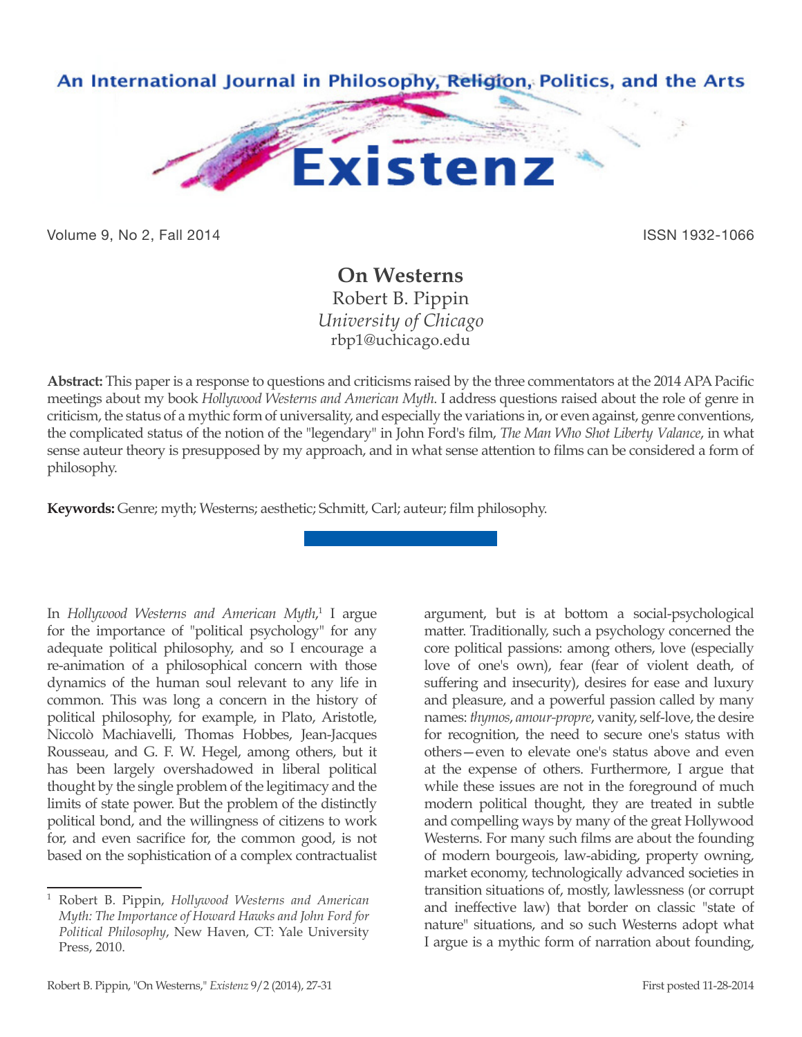# On Westerns

Robert B. Pippin
*University of Chicago*
rbp1@uchicago.edu

**Abstract:** This paper is a response to questions and criticisms raised by the three commentators at the 2014 APA Pacific meetings about my book *Hollywood Westerns and American Myth*. I address questions raised about the role of genre in criticism, the status of a mythic form of universality, and especially the variations in, or even against, genre conventions, the complicated status of the notion of the "legendary" in John Ford's film, *The Man Who Shot Liberty Valance*, in what sense auteur theory is presupposed by my approach, and in what sense attention to films can be considered a form of philosophy.

**Keywords:** Genre; myth; Westerns; aesthetic; Schmitt, Carl; auteur; film philosophy.

In *Hollywood Westerns and American Myth*,[1] I argue for the importance of "political psychology" for any adequate political philosophy, and so I encourage a re-animation of a philosophical concern with those dynamics of the human soul relevant to any life in common. This was long a concern in the history of political philosophy, for example, in Plato, Aristotle, Niccolò Machiavelli, Thomas Hobbes, Jean-Jacques Rousseau, and G. F. W. Hegel, among others, but it has been largely overshadowed in liberal political thought by the single problem of the legitimacy and the limits of state power. But the problem of the distinctly political bond, and the willingness of citizens to work for, and even sacrifice for, the common good, is not based on the sophistication of a complex contractualist argument, but is at bottom a social-psychological matter. Traditionally, such a psychology concerned the core political passions: among others, love (especially love of one's own), fear (fear of violent death, of suffering and insecurity), desires for ease and luxury and pleasure, and a powerful passion called by many names: *thymos*, *amour-propre*, vanity, self-love, the desire for recognition, the need to secure one's status with others—even to elevate one's status above and even at the expense of others. Furthermore, I argue that while these issues are not in the foreground of much modern political thought, they are treated in subtle and compelling ways by many of the great Hollywood Westerns. For many such films are about the founding of modern bourgeois, law-abiding, property owning, market economy, technologically advanced societies in transition situations of, mostly, lawlessness (or corrupt and ineffective law) that border on classic "state of nature" situations, and so such Westerns adopt what I argue is a mythic form of narration about founding,

[1] Robert B. Pippin, *Hollywood Westerns and American Myth: The Importance of Howard Hawks and John Ford for Political Philosophy*, New Haven, CT: Yale University Press, 2010.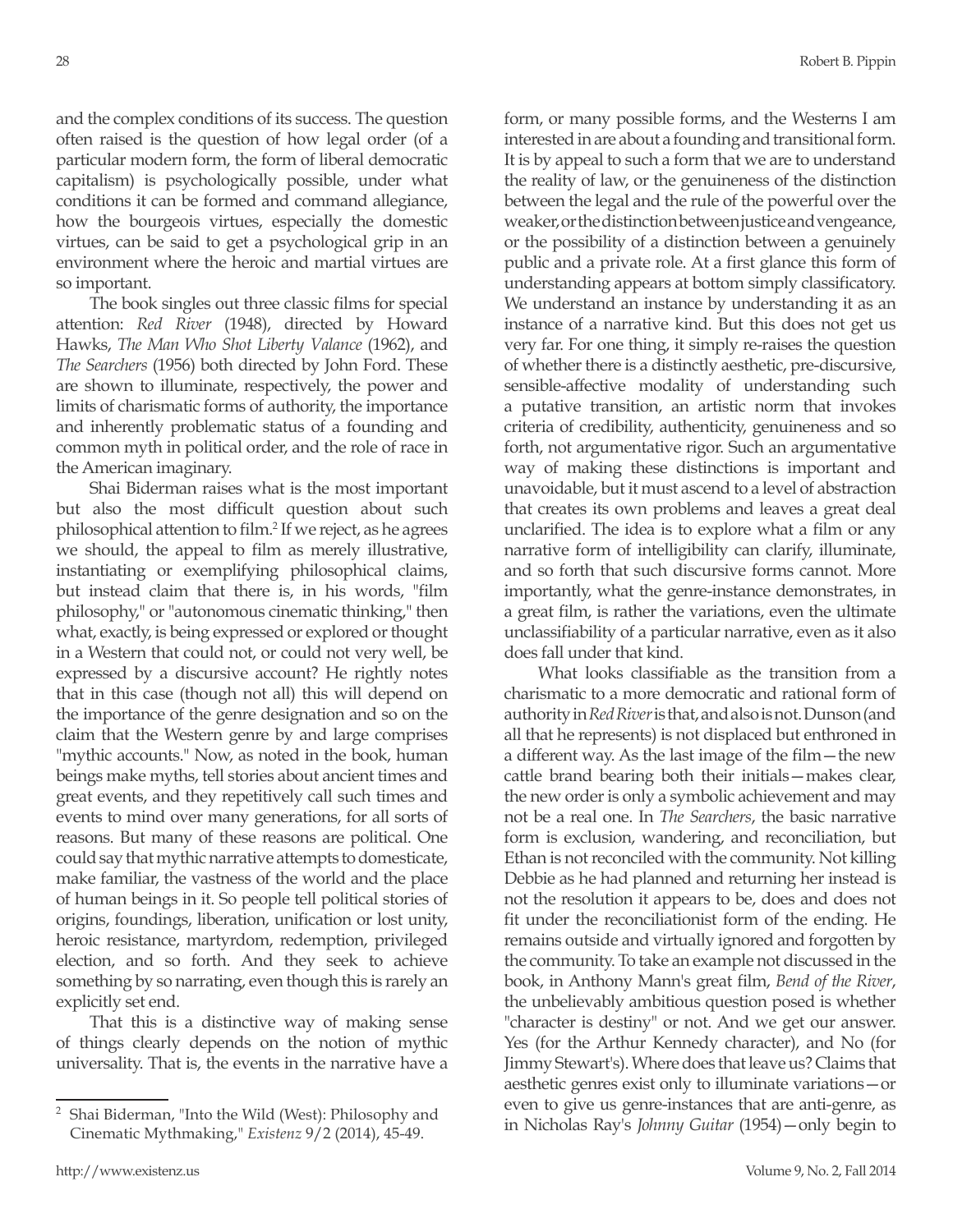and the complex conditions of its success. The question often raised is the question of how legal order (of a particular modern form, the form of liberal democratic capitalism) is psychologically possible, under what conditions it can be formed and command allegiance, how the bourgeois virtues, especially the domestic virtues, can be said to get a psychological grip in an environment where the heroic and martial virtues are so important.

The book singles out three classic films for special attention: *Red River* (1948), directed by Howard Hawks, *The Man Who Shot Liberty Valance* (1962), and *The Searchers* (1956) both directed by John Ford. These are shown to illuminate, respectively, the power and limits of charismatic forms of authority, the importance and inherently problematic status of a founding and common myth in political order, and the role of race in the American imaginary.

Shai Biderman raises what is the most important but also the most difficult question about such philosophical attention to film.[2] If we reject, as he agrees we should, the appeal to film as merely illustrative, instantiating or exemplifying philosophical claims, but instead claim that there is, in his words, "film philosophy," or "autonomous cinematic thinking," then what, exactly, is being expressed or explored or thought in a Western that could not, or could not very well, be expressed by a discursive account? He rightly notes that in this case (though not all) this will depend on the importance of the genre designation and so on the claim that the Western genre by and large comprises "mythic accounts." Now, as noted in the book, human beings make myths, tell stories about ancient times and great events, and they repetitively call such times and events to mind over many generations, for all sorts of reasons. But many of these reasons are political. One could say that mythic narrative attempts to domesticate, make familiar, the vastness of the world and the place of human beings in it. So people tell political stories of origins, foundings, liberation, unification or lost unity, heroic resistance, martyrdom, redemption, privileged election, and so forth. And they seek to achieve something by so narrating, even though this is rarely an explicitly set end.

That this is a distinctive way of making sense of things clearly depends on the notion of mythic universality. That is, the events in the narrative have a form, or many possible forms, and the Westerns I am interested in are about a founding and transitional form. It is by appeal to such a form that we are to understand the reality of law, or the genuineness of the distinction between the legal and the rule of the powerful over the weaker, or the distinction between justice and vengeance, or the possibility of a distinction between a genuinely public and a private role. At a first glance this form of understanding appears at bottom simply classificatory. We understand an instance by understanding it as an instance of a narrative kind. But this does not get us very far. For one thing, it simply re-raises the question of whether there is a distinctly aesthetic, pre-discursive, sensible-affective modality of understanding such a putative transition, an artistic norm that invokes criteria of credibility, authenticity, genuineness and so forth, not argumentative rigor. Such an argumentative way of making these distinctions is important and unavoidable, but it must ascend to a level of abstraction that creates its own problems and leaves a great deal unclarified. The idea is to explore what a film or any narrative form of intelligibility can clarify, illuminate, and so forth that such discursive forms cannot. More importantly, what the genre-instance demonstrates, in a great film, is rather the variations, even the ultimate unclassifiability of a particular narrative, even as it also does fall under that kind.

What looks classifiable as the transition from a charismatic to a more democratic and rational form of authority in *Red River* is that, and also is not. Dunson (and all that he represents) is not displaced but enthroned in a different way. As the last image of the film—the new cattle brand bearing both their initials—makes clear, the new order is only a symbolic achievement and may not be a real one. In *The Searchers*, the basic narrative form is exclusion, wandering, and reconciliation, but Ethan is not reconciled with the community. Not killing Debbie as he had planned and returning her instead is not the resolution it appears to be, does and does not fit under the reconciliationist form of the ending. He remains outside and virtually ignored and forgotten by the community. To take an example not discussed in the book, in Anthony Mann's great film, *Bend of the River*, the unbelievably ambitious question posed is whether "character is destiny" or not. And we get our answer. Yes (for the Arthur Kennedy character), and No (for Jimmy Stewart's). Where does that leave us? Claims that aesthetic genres exist only to illuminate variations—or even to give us genre-instances that are anti-genre, as in Nicholas Ray's *Johnny Guitar* (1954)—only begin to

[2] Shai Biderman, "Into the Wild (West): Philosophy and Cinematic Mythmaking," *Existenz* 9/2 (2014), 45-49.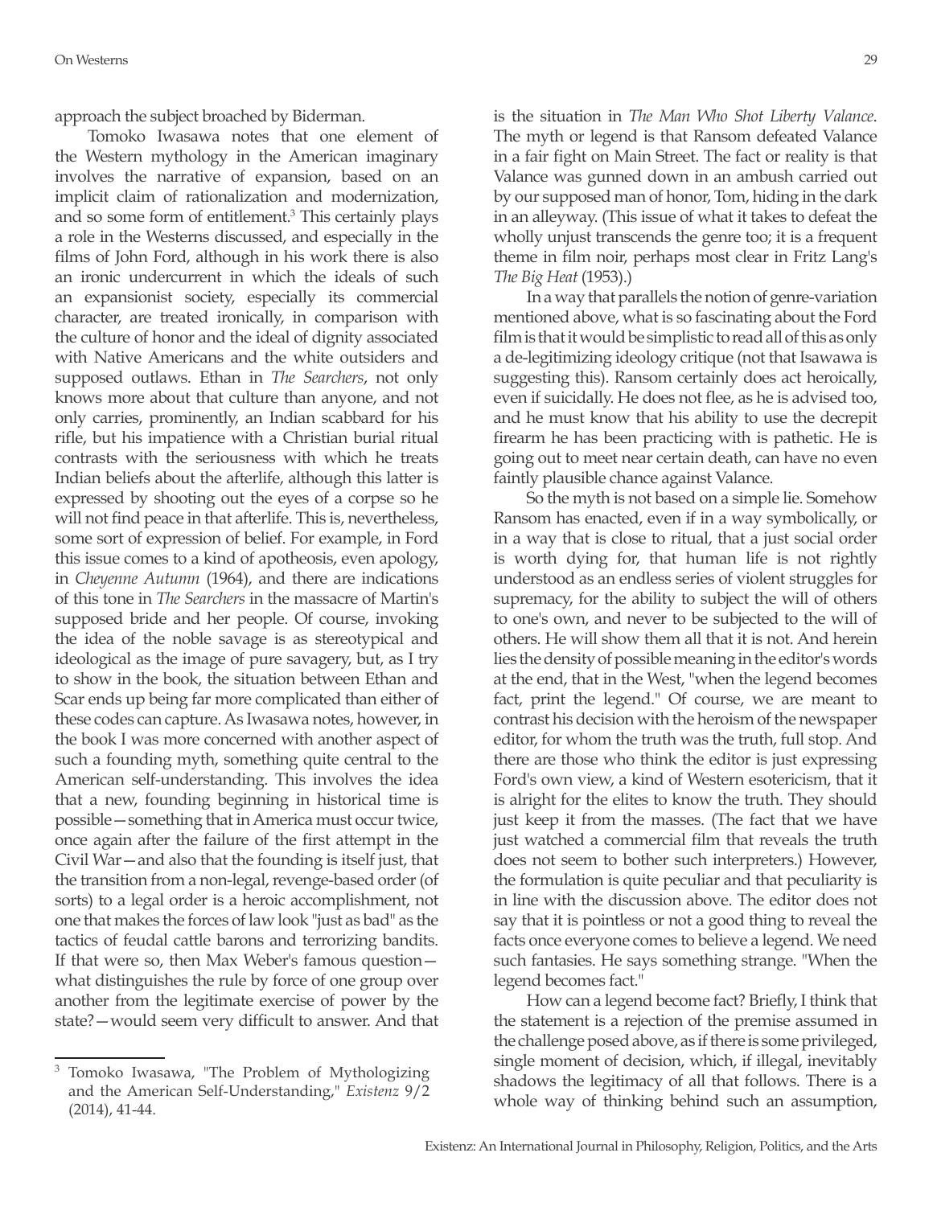approach the subject broached by Biderman.

Tomoko Iwasawa notes that one element of the Western mythology in the American imaginary involves the narrative of expansion, based on an implicit claim of rationalization and modernization, and so some form of entitlement.[3] This certainly plays a role in the Westerns discussed, and especially in the films of John Ford, although in his work there is also an ironic undercurrent in which the ideals of such an expansionist society, especially its commercial character, are treated ironically, in comparison with the culture of honor and the ideal of dignity associated with Native Americans and the white outsiders and supposed outlaws. Ethan in *The Searchers*, not only knows more about that culture than anyone, and not only carries, prominently, an Indian scabbard for his rifle, but his impatience with a Christian burial ritual contrasts with the seriousness with which he treats Indian beliefs about the afterlife, although this latter is expressed by shooting out the eyes of a corpse so he will not find peace in that afterlife. This is, nevertheless, some sort of expression of belief. For example, in Ford this issue comes to a kind of apotheosis, even apology, in *Cheyenne Autumn* (1964), and there are indications of this tone in *The Searchers* in the massacre of Martin's supposed bride and her people. Of course, invoking the idea of the noble savage is as stereotypical and ideological as the image of pure savagery, but, as I try to show in the book, the situation between Ethan and Scar ends up being far more complicated than either of these codes can capture. As Iwasawa notes, however, in the book I was more concerned with another aspect of such a founding myth, something quite central to the American self-understanding. This involves the idea that a new, founding beginning in historical time is possible—something that in America must occur twice, once again after the failure of the first attempt in the Civil War—and also that the founding is itself just, that the transition from a non-legal, revenge-based order (of sorts) to a legal order is a heroic accomplishment, not one that makes the forces of law look "just as bad" as the tactics of feudal cattle barons and terrorizing bandits. If that were so, then Max Weber's famous question—what distinguishes the rule by force of one group over another from the legitimate exercise of power by the state?—would seem very difficult to answer. And that is the situation in *The Man Who Shot Liberty Valance*. The myth or legend is that Ransom defeated Valance in a fair fight on Main Street. The fact or reality is that Valance was gunned down in an ambush carried out by our supposed man of honor, Tom, hiding in the dark in an alleyway. (This issue of what it takes to defeat the wholly unjust transcends the genre too; it is a frequent theme in film noir, perhaps most clear in Fritz Lang's *The Big Heat* (1953).)

In a way that parallels the notion of genre-variation mentioned above, what is so fascinating about the Ford film is that it would be simplistic to read all of this as only a de-legitimizing ideology critique (not that Isawawa is suggesting this). Ransom certainly does act heroically, even if suicidally. He does not flee, as he is advised too, and he must know that his ability to use the decrepit firearm he has been practicing with is pathetic. He is going out to meet near certain death, can have no even faintly plausible chance against Valance.

So the myth is not based on a simple lie. Somehow Ransom has enacted, even if in a way symbolically, or in a way that is close to ritual, that a just social order is worth dying for, that human life is not rightly understood as an endless series of violent struggles for supremacy, for the ability to subject the will of others to one's own, and never to be subjected to the will of others. He will show them all that it is not. And herein lies the density of possible meaning in the editor's words at the end, that in the West, "when the legend becomes fact, print the legend." Of course, we are meant to contrast his decision with the heroism of the newspaper editor, for whom the truth was the truth, full stop. And there are those who think the editor is just expressing Ford's own view, a kind of Western esotericism, that it is alright for the elites to know the truth. They should just keep it from the masses. (The fact that we have just watched a commercial film that reveals the truth does not seem to bother such interpreters.) However, the formulation is quite peculiar and that peculiarity is in line with the discussion above. The editor does not say that it is pointless or not a good thing to reveal the facts once everyone comes to believe a legend. We need such fantasies. He says something strange. "When the legend becomes fact."

How can a legend become fact? Briefly, I think that the statement is a rejection of the premise assumed in the challenge posed above, as if there is some privileged, single moment of decision, which, if illegal, inevitably shadows the legitimacy of all that follows. There is a whole way of thinking behind such an assumption,

[3] Tomoko Iwasawa, "The Problem of Mythologizing and the American Self-Understanding," *Existenz* 9/2 (2014), 41-44.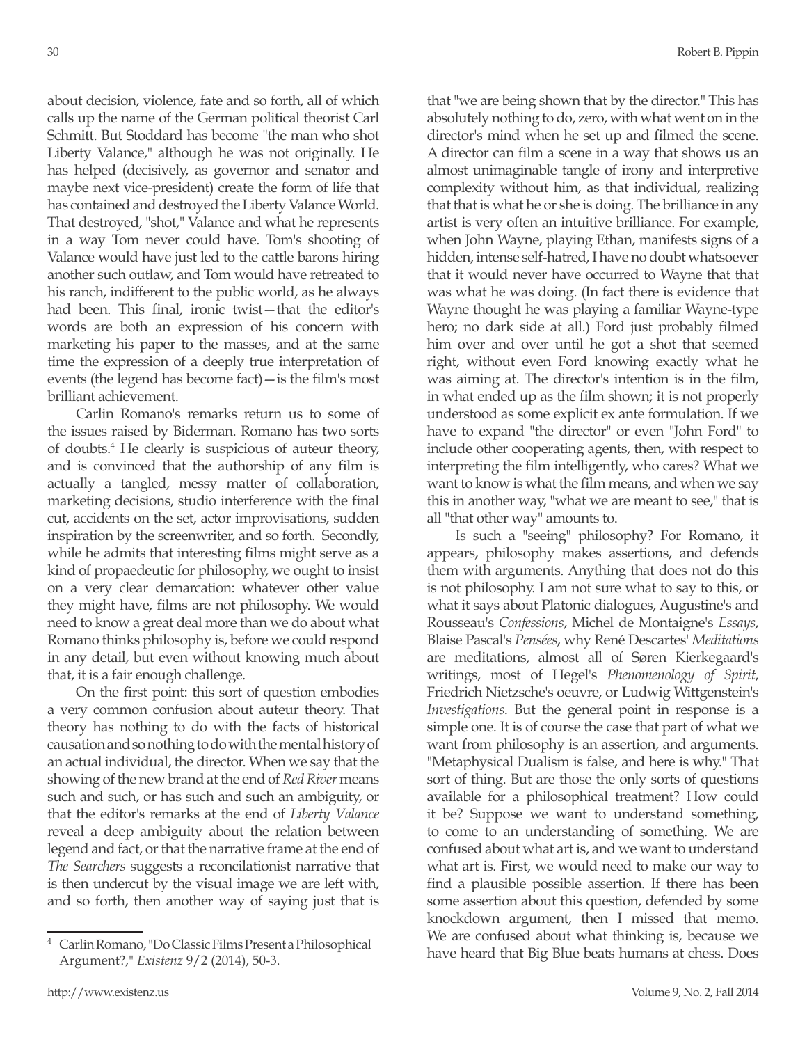about decision, violence, fate and so forth, all of which calls up the name of the German political theorist Carl Schmitt. But Stoddard has become "the man who shot Liberty Valance," although he was not originally. He has helped (decisively, as governor and senator and maybe next vice-president) create the form of life that has contained and destroyed the Liberty Valance World. That destroyed, "shot," Valance and what he represents in a way Tom never could have. Tom's shooting of Valance would have just led to the cattle barons hiring another such outlaw, and Tom would have retreated to his ranch, indifferent to the public world, as he always had been. This final, ironic twist—that the editor's words are both an expression of his concern with marketing his paper to the masses, and at the same time the expression of a deeply true interpretation of events (the legend has become fact)—is the film's most brilliant achievement.

Carlin Romano's remarks return us to some of the issues raised by Biderman. Romano has two sorts of doubts.[4] He clearly is suspicious of auteur theory, and is convinced that the authorship of any film is actually a tangled, messy matter of collaboration, marketing decisions, studio interference with the final cut, accidents on the set, actor improvisations, sudden inspiration by the screenwriter, and so forth. Secondly, while he admits that interesting films might serve as a kind of propaedeutic for philosophy, we ought to insist on a very clear demarcation: whatever other value they might have, films are not philosophy. We would need to know a great deal more than we do about what Romano thinks philosophy is, before we could respond in any detail, but even without knowing much about that, it is a fair enough challenge.

On the first point: this sort of question embodies a very common confusion about auteur theory. That theory has nothing to do with the facts of historical causation and so nothing to do with the mental history of an actual individual, the director. When we say that the showing of the new brand at the end of *Red River* means such and such, or has such and such an ambiguity, or that the editor's remarks at the end of *Liberty Valance* reveal a deep ambiguity about the relation between legend and fact, or that the narrative frame at the end of *The Searchers* suggests a reconcilationist narrative that is then undercut by the visual image we are left with, and so forth, then another way of saying just that is that "we are being shown that by the director." This has absolutely nothing to do, zero, with what went on in the director's mind when he set up and filmed the scene. A director can film a scene in a way that shows us an almost unimaginable tangle of irony and interpretive complexity without him, as that individual, realizing that that is what he or she is doing. The brilliance in any artist is very often an intuitive brilliance. For example, when John Wayne, playing Ethan, manifests signs of a hidden, intense self-hatred, I have no doubt whatsoever that it would never have occurred to Wayne that that was what he was doing. (In fact there is evidence that Wayne thought he was playing a familiar Wayne-type hero; no dark side at all.) Ford just probably filmed him over and over until he got a shot that seemed right, without even Ford knowing exactly what he was aiming at. The director's intention is in the film, in what ended up as the film shown; it is not properly understood as some explicit ex ante formulation. If we have to expand "the director" or even "John Ford" to include other cooperating agents, then, with respect to interpreting the film intelligently, who cares? What we want to know is what the film means, and when we say this in another way, "what we are meant to see," that is all "that other way" amounts to.

Is such a "seeing" philosophy? For Romano, it appears, philosophy makes assertions, and defends them with arguments. Anything that does not do this is not philosophy. I am not sure what to say to this, or what it says about Platonic dialogues, Augustine's and Rousseau's *Confessions*, Michel de Montaigne's *Essays*, Blaise Pascal's *Pensées*, why René Descartes' *Meditations* are meditations, almost all of Søren Kierkegaard's writings, most of Hegel's *Phenomenology of Spirit*, Friedrich Nietzsche's oeuvre, or Ludwig Wittgenstein's *Investigations*. But the general point in response is a simple one. It is of course the case that part of what we want from philosophy is an assertion, and arguments. "Metaphysical Dualism is false, and here is why." That sort of thing. But are those the only sorts of questions available for a philosophical treatment? How could it be? Suppose we want to understand something, to come to an understanding of something. We are confused about what art is, and we want to understand what art is. First, we would need to make our way to find a plausible possible assertion. If there has been some assertion about this question, defended by some knockdown argument, then I missed that memo. We are confused about what thinking is, because we have heard that Big Blue beats humans at chess. Does

---

[4] Carlin Romano, "Do Classic Films Present a Philosophical Argument?," *Existenz* 9/2 (2014), 50-3.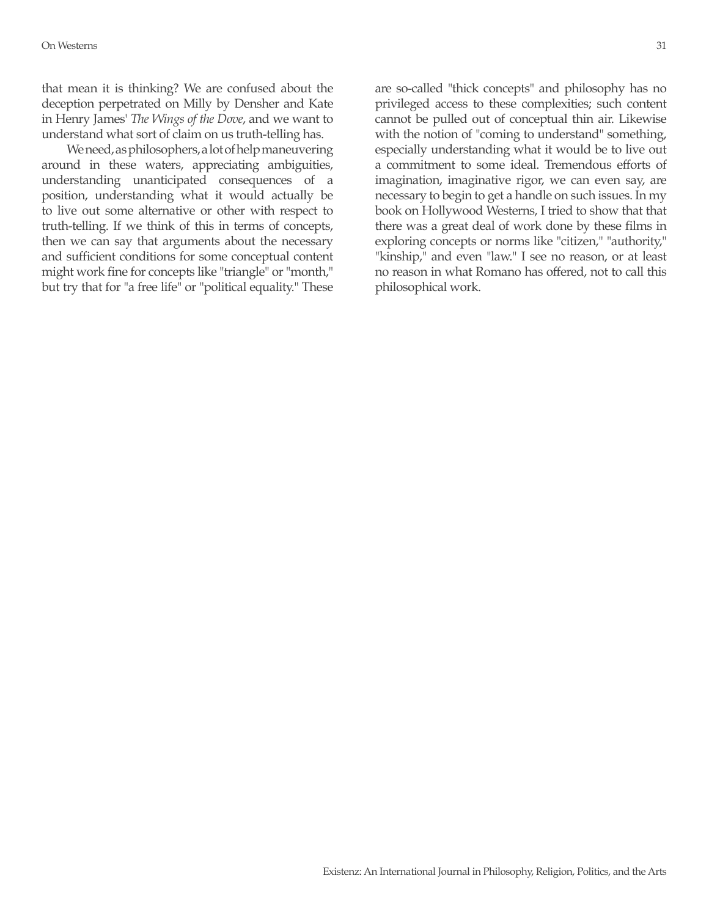that mean it is thinking? We are confused about the deception perpetrated on Milly by Densher and Kate in Henry James' *The Wings of the Dove*, and we want to understand what sort of claim on us truth-telling has.

We need, as philosophers, a lot of help maneuvering around in these waters, appreciating ambiguities, understanding unanticipated consequences of a position, understanding what it would actually be to live out some alternative or other with respect to truth-telling. If we think of this in terms of concepts, then we can say that arguments about the necessary and sufficient conditions for some conceptual content might work fine for concepts like "triangle" or "month," but try that for "a free life" or "political equality." These are so-called "thick concepts" and philosophy has no privileged access to these complexities; such content cannot be pulled out of conceptual thin air. Likewise with the notion of "coming to understand" something, especially understanding what it would be to live out a commitment to some ideal. Tremendous efforts of imagination, imaginative rigor, we can even say, are necessary to begin to get a handle on such issues. In my book on Hollywood Westerns, I tried to show that that there was a great deal of work done by these films in exploring concepts or norms like "citizen," "authority," "kinship," and even "law." I see no reason, or at least no reason in what Romano has offered, not to call this philosophical work.